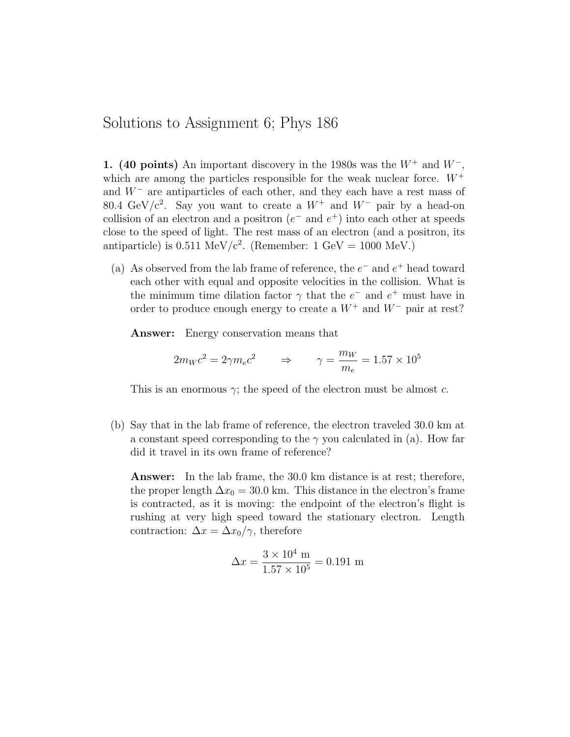# Solutions to Assignment 6; Phys 186

**1. (40 points)** An important discovery in the 1980s was the $W^+$ and $W^-$, which are among the particles responsible for the weak nuclear force. $W^+$ and $W^-$ are antiparticles of each other, and they each have a rest mass of 80.4 GeV/c$^2$. Say you want to create a $W^+$ and $W^-$ pair by a head-on collision of an electron and a positron ($e^-$ and $e^+$) into each other at speeds close to the speed of light. The rest mass of an electron (and a positron, its antiparticle) is 0.511 MeV/c$^2$. (Remember: 1 GeV = 1000 MeV.)

(a) As observed from the lab frame of reference, the $e^-$ and $e^+$ head toward each other with equal and opposite velocities in the collision. What is the minimum time dilation factor $\gamma$ that the $e^-$ and $e^+$ must have in order to produce enough energy to create a $W^+$ and $W^-$ pair at rest?

**Answer:** Energy conservation means that

$$2m_W c^2 = 2\gamma m_e c^2 \qquad \Rightarrow \qquad \gamma = \frac{m_W}{m_e} = 1.57 \times 10^5$$

This is an enormous $\gamma$; the speed of the electron must be almost $c$.

(b) Say that in the lab frame of reference, the electron traveled 30.0 km at a constant speed corresponding to the $\gamma$ you calculated in (a). How far did it travel in its own frame of reference?

**Answer:** In the lab frame, the 30.0 km distance is at rest; therefore, the proper length $\Delta x_0 = 30.0$ km. This distance in the electron's frame is contracted, as it is moving: the endpoint of the electron's flight is rushing at very high speed toward the stationary electron. Length contraction: $\Delta x = \Delta x_0/\gamma$, therefore

$$\Delta x = \frac{3 \times 10^4 \text{ m}}{1.57 \times 10^5} = 0.191 \text{ m}$$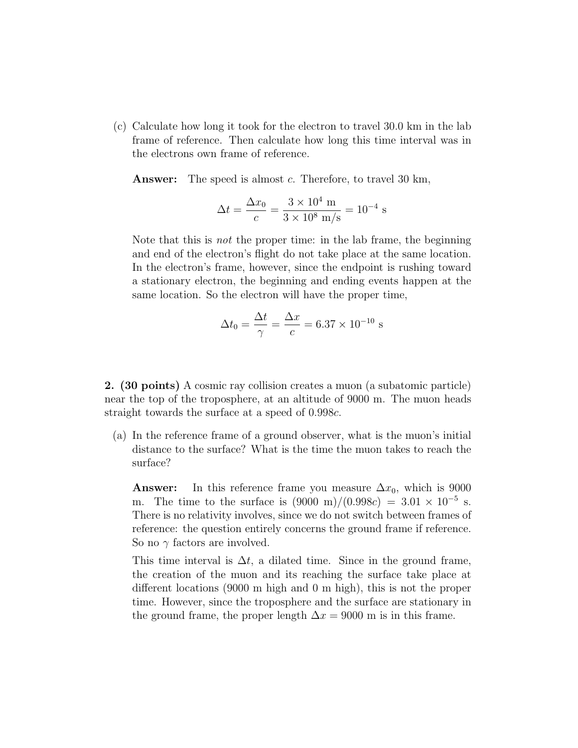(c) Calculate how long it took for the electron to travel 30.0 km in the lab frame of reference. Then calculate how long this time interval was in the electrons own frame of reference.

**Answer:** The speed is almost $c$. Therefore, to travel 30 km,

$$\Delta t = \frac{\Delta x_0}{c} = \frac{3 \times 10^4 \text{ m}}{3 \times 10^8 \text{ m/s}} = 10^{-4} \text{ s}$$

Note that this is *not* the proper time: in the lab frame, the beginning and end of the electron's flight do not take place at the same location. In the electron's frame, however, since the endpoint is rushing toward a stationary electron, the beginning and ending events happen at the same location. So the electron will have the proper time,

$$\Delta t_0 = \frac{\Delta t}{\gamma} = \frac{\Delta x}{c} = 6.37 \times 10^{-10} \text{ s}$$

**2. (30 points)** A cosmic ray collision creates a muon (a subatomic particle) near the top of the troposphere, at an altitude of 9000 m. The muon heads straight towards the surface at a speed of $0.998c$.

(a) In the reference frame of a ground observer, what is the muon's initial distance to the surface? What is the time the muon takes to reach the surface?

**Answer:** In this reference frame you measure $\Delta x_0$, which is 9000 m. The time to the surface is $(9000 \text{ m})/(0.998c) = 3.01 \times 10^{-5}$ s. There is no relativity involves, since we do not switch between frames of reference: the question entirely concerns the ground frame if reference. So no $\gamma$ factors are involved.

This time interval is $\Delta t$, a dilated time. Since in the ground frame, the creation of the muon and its reaching the surface take place at different locations (9000 m high and 0 m high), this is not the proper time. However, since the troposphere and the surface are stationary in the ground frame, the proper length $\Delta x = 9000$ m is in this frame.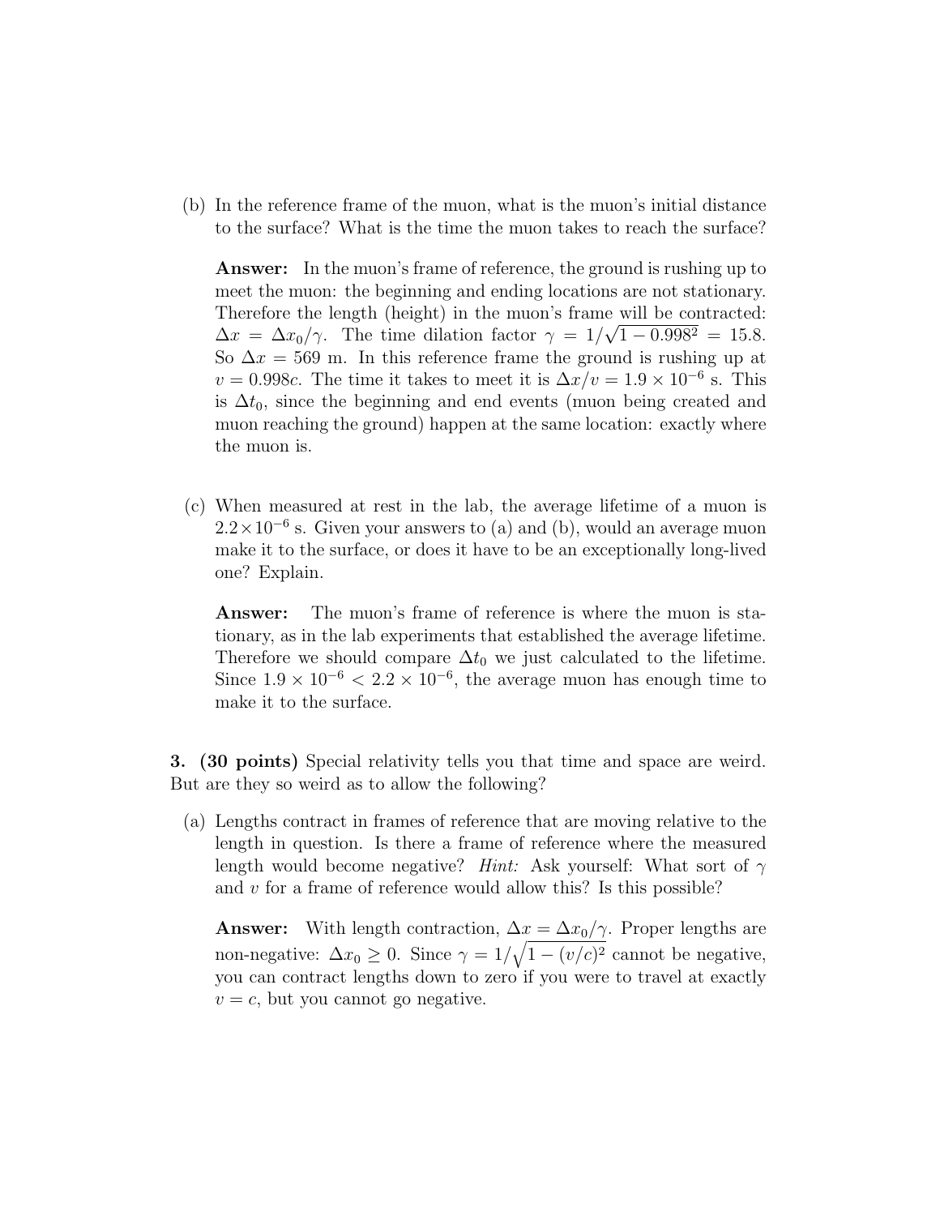(b) In the reference frame of the muon, what is the muon's initial distance to the surface? What is the time the muon takes to reach the surface?

**Answer:** In the muon's frame of reference, the ground is rushing up to meet the muon: the beginning and ending locations are not stationary. Therefore the length (height) in the muon's frame will be contracted: $\Delta x = \Delta x_0/\gamma$. The time dilation factor $\gamma = 1/\sqrt{1 - 0.998^2} = 15.8$. So $\Delta x = 569$ m. In this reference frame the ground is rushing up at $v = 0.998c$. The time it takes to meet it is $\Delta x/v = 1.9 \times 10^{-6}$ s. This is $\Delta t_0$, since the beginning and end events (muon being created and muon reaching the ground) happen at the same location: exactly where the muon is.

(c) When measured at rest in the lab, the average lifetime of a muon is $2.2 \times 10^{-6}$ s. Given your answers to (a) and (b), would an average muon make it to the surface, or does it have to be an exceptionally long-lived one? Explain.

**Answer:** The muon's frame of reference is where the muon is stationary, as in the lab experiments that established the average lifetime. Therefore we should compare $\Delta t_0$ we just calculated to the lifetime. Since $1.9 \times 10^{-6} < 2.2 \times 10^{-6}$, the average muon has enough time to make it to the surface.

**3. (30 points)** Special relativity tells you that time and space are weird. But are they so weird as to allow the following?

(a) Lengths contract in frames of reference that are moving relative to the length in question. Is there a frame of reference where the measured length would become negative? *Hint:* Ask yourself: What sort of $\gamma$ and $v$ for a frame of reference would allow this? Is this possible?

**Answer:** With length contraction, $\Delta x = \Delta x_0/\gamma$. Proper lengths are non-negative: $\Delta x_0 \geq 0$. Since $\gamma = 1/\sqrt{1 - (v/c)^2}$ cannot be negative, you can contract lengths down to zero if you were to travel at exactly $v = c$, but you cannot go negative.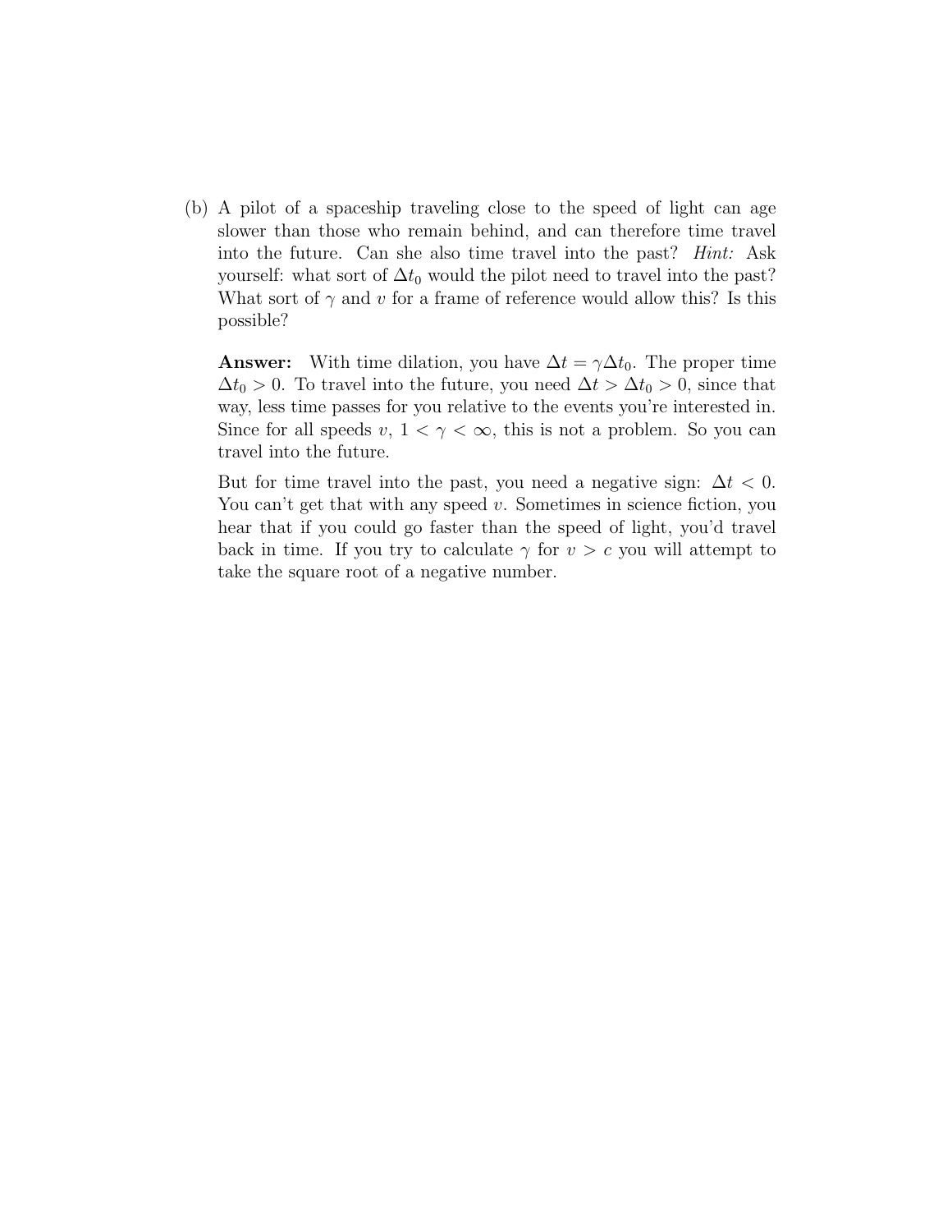(b) A pilot of a spaceship traveling close to the speed of light can age slower than those who remain behind, and can therefore time travel into the future. Can she also time travel into the past? *Hint:* Ask yourself: what sort of $\Delta t_0$ would the pilot need to travel into the past? What sort of $\gamma$ and $v$ for a frame of reference would allow this? Is this possible?

**Answer:** With time dilation, you have $\Delta t = \gamma \Delta t_0$. The proper time $\Delta t_0 > 0$. To travel into the future, you need $\Delta t > \Delta t_0 > 0$, since that way, less time passes for you relative to the events you're interested in. Since for all speeds $v$, $1 < \gamma < \infty$, this is not a problem. So you can travel into the future.

But for time travel into the past, you need a negative sign: $\Delta t < 0$. You can't get that with any speed $v$. Sometimes in science fiction, you hear that if you could go faster than the speed of light, you'd travel back in time. If you try to calculate $\gamma$ for $v > c$ you will attempt to take the square root of a negative number.